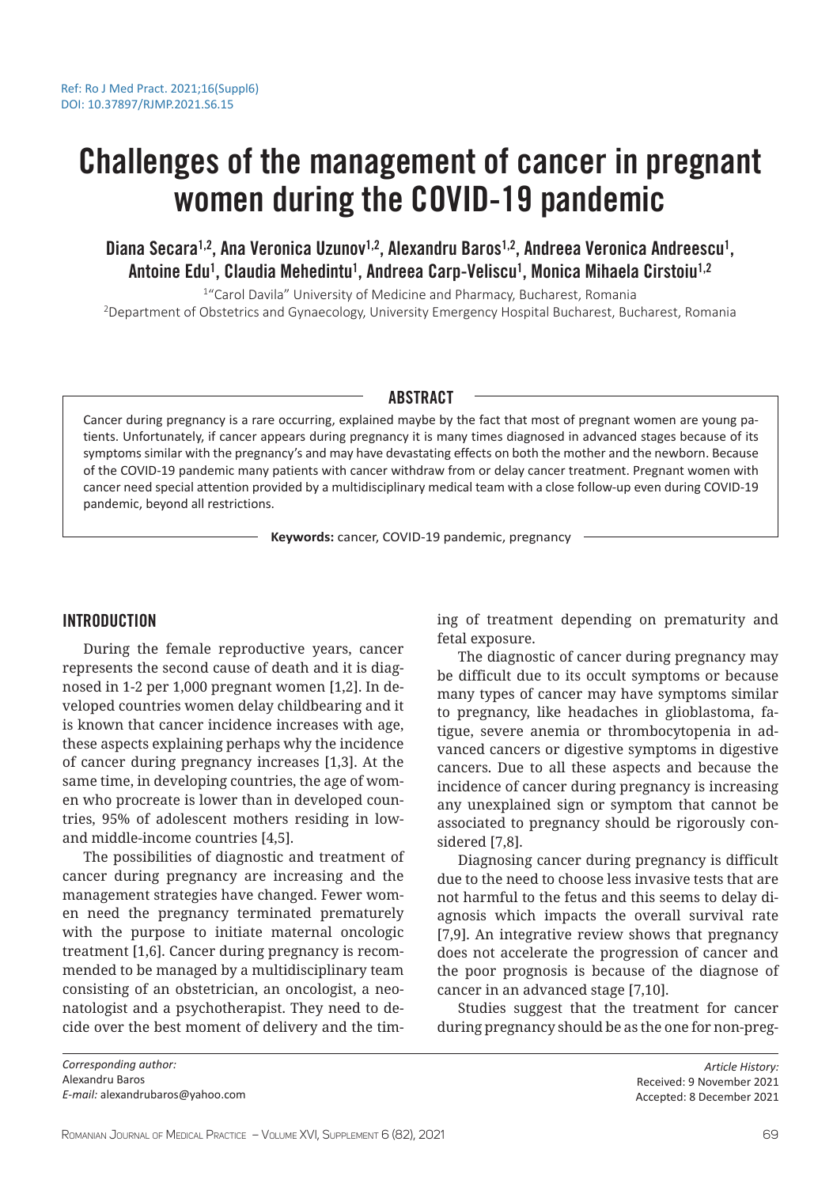Ref: Ro J Med Pract. 2021;16(Suppl6)
DOI: 10.37897/RJMP.2021.S6.15

# Challenges of the management of cancer in pregnant women during the COVID-19 pandemic

**Diana Secara[1,2], Ana Veronica Uzunov[1,2], Alexandru Baros[1,2], Andreea Veronica Andreescu[1], Antoine Edu[1], Claudia Mehedintu[1], Andreea Carp-Veliscu[1], Monica Mihaela Cirstoiu[1,2]**

[1]"Carol Davila" University of Medicine and Pharmacy, Bucharest, Romania
[2]Department of Obstetrics and Gynaecology, University Emergency Hospital Bucharest, Bucharest, Romania

## ABSTRACT

Cancer during pregnancy is a rare occurring, explained maybe by the fact that most of pregnant women are young patients. Unfortunately, if cancer appears during pregnancy it is many times diagnosed in advanced stages because of its symptoms similar with the pregnancy's and may have devastating effects on both the mother and the newborn. Because of the COVID-19 pandemic many patients with cancer withdraw from or delay cancer treatment. Pregnant women with cancer need special attention provided by a multidisciplinary medical team with a close follow-up even during COVID-19 pandemic, beyond all restrictions.

**Keywords:** cancer, COVID-19 pandemic, pregnancy

## INTRODUCTION

During the female reproductive years, cancer represents the second cause of death and it is diagnosed in 1-2 per 1,000 pregnant women [1,2]. In developed countries women delay childbearing and it is known that cancer incidence increases with age, these aspects explaining perhaps why the incidence of cancer during pregnancy increases [1,3]. At the same time, in developing countries, the age of women who procreate is lower than in developed countries, 95% of adolescent mothers residing in low- and middle-income countries [4,5].

The possibilities of diagnostic and treatment of cancer during pregnancy are increasing and the management strategies have changed. Fewer women need the pregnancy terminated prematurely with the purpose to initiate maternal oncologic treatment [1,6]. Cancer during pregnancy is recommended to be managed by a multidisciplinary team consisting of an obstetrician, an oncologist, a neonatologist and a psychotherapist. They need to decide over the best moment of delivery and the timing of treatment depending on prematurity and fetal exposure.

The diagnostic of cancer during pregnancy may be difficult due to its occult symptoms or because many types of cancer may have symptoms similar to pregnancy, like headaches in glioblastoma, fatigue, severe anemia or thrombocytopenia in advanced cancers or digestive symptoms in digestive cancers. Due to all these aspects and because the incidence of cancer during pregnancy is increasing any unexplained sign or symptom that cannot be associated to pregnancy should be rigorously considered [7,8].

Diagnosing cancer during pregnancy is difficult due to the need to choose less invasive tests that are not harmful to the fetus and this seems to delay diagnosis which impacts the overall survival rate [7,9]. An integrative review shows that pregnancy does not accelerate the progression of cancer and the poor prognosis is because of the diagnose of cancer in an advanced stage [7,10].

Studies suggest that the treatment for cancer during pregnancy should be as the one for non-preg-

*Corresponding author:*
Alexandru Baros
*E-mail:* alexandrubaros@yahoo.com

*Article History:*
Received: 9 November 2021
Accepted: 8 December 2021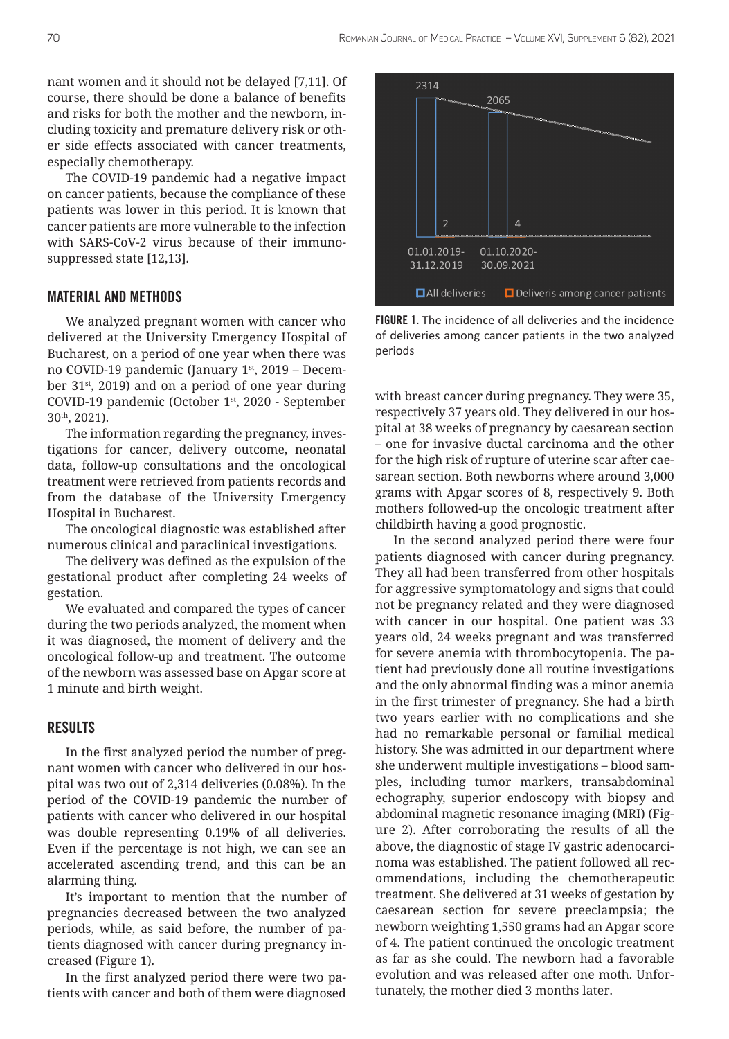nant women and it should not be delayed [7,11]. Of course, there should be done a balance of benefits and risks for both the mother and the newborn, including toxicity and premature delivery risk or other side effects associated with cancer treatments, especially chemotherapy.

The COVID-19 pandemic had a negative impact on cancer patients, because the compliance of these patients was lower in this period. It is known that cancer patients are more vulnerable to the infection with SARS-CoV-2 virus because of their immunosuppressed state [12,13].

## MATERIAL AND METHODS

We analyzed pregnant women with cancer who delivered at the University Emergency Hospital of Bucharest, on a period of one year when there was no COVID-19 pandemic (January 1[st], 2019 – December 31[st], 2019) and on a period of one year during COVID-19 pandemic (October 1[st], 2020 - September 30[th], 2021).

The information regarding the pregnancy, investigations for cancer, delivery outcome, neonatal data, follow-up consultations and the oncological treatment were retrieved from patients records and from the database of the University Emergency Hospital in Bucharest.

The oncological diagnostic was established after numerous clinical and paraclinical investigations.

The delivery was defined as the expulsion of the gestational product after completing 24 weeks of gestation.

We evaluated and compared the types of cancer during the two periods analyzed, the moment when it was diagnosed, the moment of delivery and the oncological follow-up and treatment. The outcome of the newborn was assessed base on Apgar score at 1 minute and birth weight.

## RESULTS

In the first analyzed period the number of pregnant women with cancer who delivered in our hospital was two out of 2,314 deliveries (0.08%). In the period of the COVID-19 pandemic the number of patients with cancer who delivered in our hospital was double representing 0.19% of all deliveries. Even if the percentage is not high, we can see an accelerated ascending trend, and this can be an alarming thing.

It's important to mention that the number of pregnancies decreased between the two analyzed periods, while, as said before, the number of patients diagnosed with cancer during pregnancy increased (Figure 1).

In the first analyzed period there were two patients with cancer and both of them were diagnosed with breast cancer during pregnancy. They were 35, respectively 37 years old. They delivered in our hospital at 38 weeks of pregnancy by caesarean section – one for invasive ductal carcinoma and the other for the high risk of rupture of uterine scar after caesarean section. Both newborns where around 3,000 grams with Apgar scores of 8, respectively 9. Both mothers followed-up the oncologic treatment after childbirth having a good prognostic.

**FIGURE 1.** The incidence of all deliveries and the incidence of deliveries among cancer patients in the two analyzed periods

In the second analyzed period there were four patients diagnosed with cancer during pregnancy. They all had been transferred from other hospitals for aggressive symptomatology and signs that could not be pregnancy related and they were diagnosed with cancer in our hospital. One patient was 33 years old, 24 weeks pregnant and was transferred for severe anemia with thrombocytopenia. The patient had previously done all routine investigations and the only abnormal finding was a minor anemia in the first trimester of pregnancy. She had a birth two years earlier with no complications and she had no remarkable personal or familial medical history. She was admitted in our department where she underwent multiple investigations – blood samples, including tumor markers, transabdominal echography, superior endoscopy with biopsy and abdominal magnetic resonance imaging (MRI) (Figure 2). After corroborating the results of all the above, the diagnostic of stage IV gastric adenocarcinoma was established. The patient followed all recommendations, including the chemotherapeutic treatment. She delivered at 31 weeks of gestation by caesarean section for severe preeclampsia; the newborn weighting 1,550 grams had an Apgar score of 4. The patient continued the oncologic treatment as far as she could. The newborn had a favorable evolution and was released after one moth. Unfortunately, the mother died 3 months later.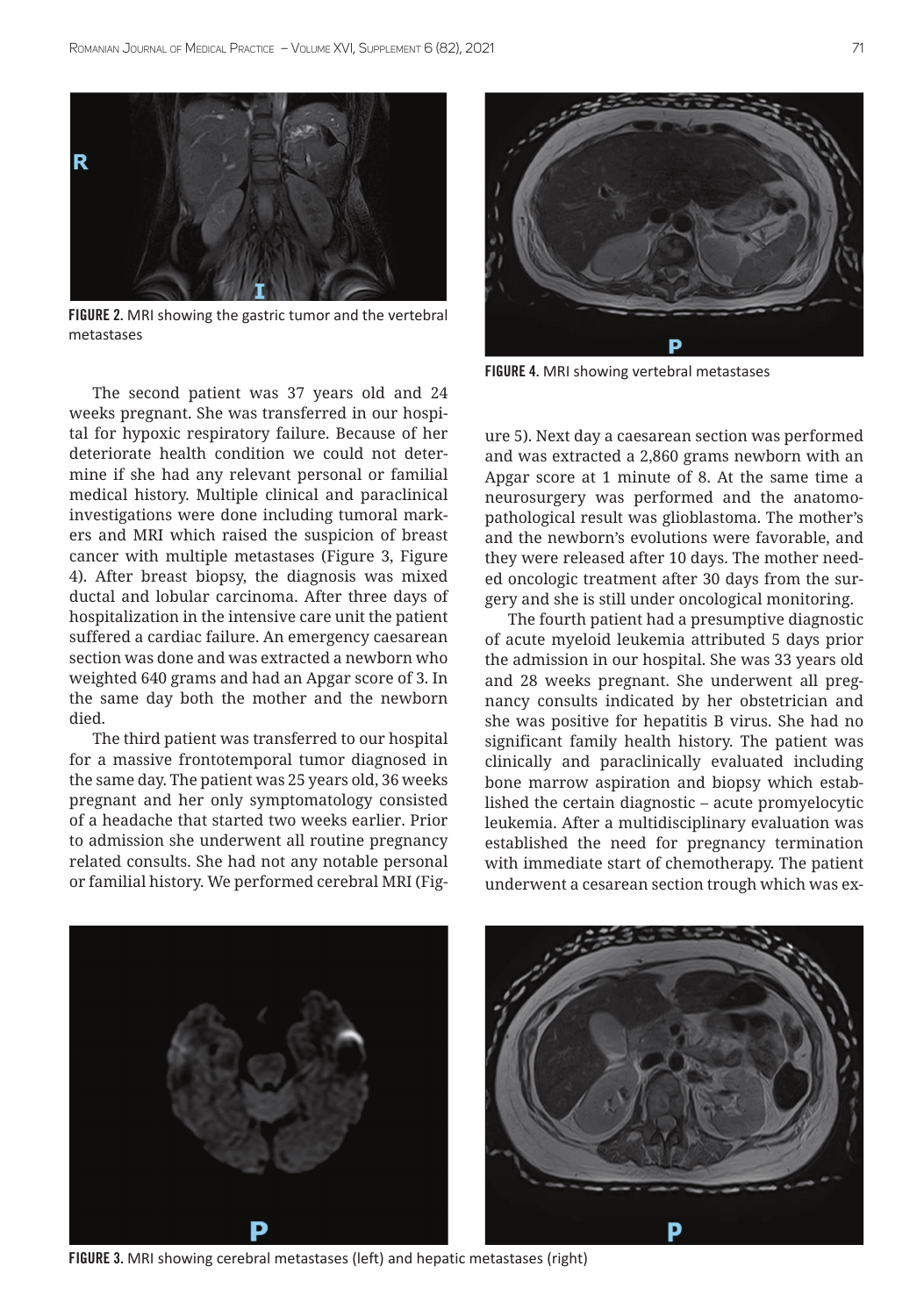FIGURE 2. MRI showing the gastric tumor and the vertebral metastases

The second patient was 37 years old and 24 weeks pregnant. She was transferred in our hospital for hypoxic respiratory failure. Because of her deteriorate health condition we could not determine if she had any relevant personal or familial medical history. Multiple clinical and paraclinical investigations were done including tumoral markers and MRI which raised the suspicion of breast cancer with multiple metastases (Figure 3, Figure 4). After breast biopsy, the diagnosis was mixed ductal and lobular carcinoma. After three days of hospitalization in the intensive care unit the patient suffered a cardiac failure. An emergency caesarean section was done and was extracted a newborn who weighted 640 grams and had an Apgar score of 3. In the same day both the mother and the newborn died.

The third patient was transferred to our hospital for a massive frontotemporal tumor diagnosed in the same day. The patient was 25 years old, 36 weeks pregnant and her only symptomatology consisted of a headache that started two weeks earlier. Prior to admission she underwent all routine pregnancy related consults. She had not any notable personal or familial history. We performed cerebral MRI (Figure 5). Next day a caesarean section was performed and was extracted a 2,860 grams newborn with an Apgar score at 1 minute of 8. At the same time a neurosurgery was performed and the anatomopathological result was glioblastoma. The mother's and the newborn's evolutions were favorable, and they were released after 10 days. The mother needed oncologic treatment after 30 days from the surgery and she is still under oncological monitoring.

FIGURE 4. MRI showing vertebral metastases

The fourth patient had a presumptive diagnostic of acute myeloid leukemia attributed 5 days prior the admission in our hospital. She was 33 years old and 28 weeks pregnant. She underwent all pregnancy consults indicated by her obstetrician and she was positive for hepatitis B virus. She had no significant family health history. The patient was clinically and paraclinically evaluated including bone marrow aspiration and biopsy which established the certain diagnostic – acute promyelocytic leukemia. After a multidisciplinary evaluation was established the need for pregnancy termination with immediate start of chemotherapy. The patient underwent a cesarean section trough which was ex-

FIGURE 3. MRI showing cerebral metastases (left) and hepatic metastases (right)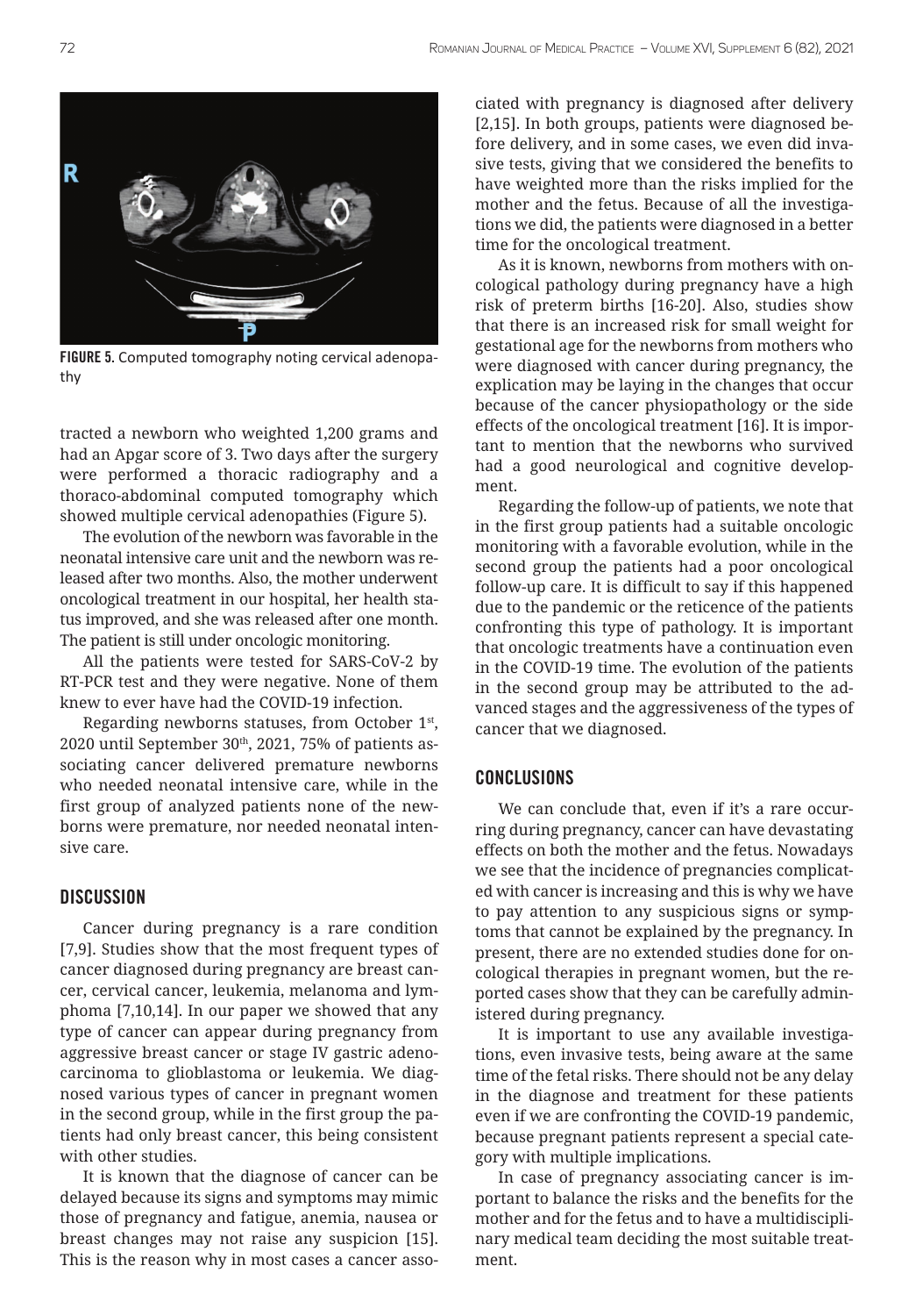FIGURE 5. Computed tomography noting cervical adenopathy

tracted a newborn who weighted 1,200 grams and had an Apgar score of 3. Two days after the surgery were performed a thoracic radiography and a thoraco-abdominal computed tomography which showed multiple cervical adenopathies (Figure 5).

The evolution of the newborn was favorable in the neonatal intensive care unit and the newborn was released after two months. Also, the mother underwent oncological treatment in our hospital, her health status improved, and she was released after one month. The patient is still under oncologic monitoring.

All the patients were tested for SARS-CoV-2 by RT-PCR test and they were negative. None of them knew to ever have had the COVID-19 infection.

Regarding newborns statuses, from October 1st, 2020 until September 30th, 2021, 75% of patients associating cancer delivered premature newborns who needed neonatal intensive care, while in the first group of analyzed patients none of the newborns were premature, nor needed neonatal intensive care.

## DISCUSSION

Cancer during pregnancy is a rare condition [7,9]. Studies show that the most frequent types of cancer diagnosed during pregnancy are breast cancer, cervical cancer, leukemia, melanoma and lymphoma [7,10,14]. In our paper we showed that any type of cancer can appear during pregnancy from aggressive breast cancer or stage IV gastric adenocarcinoma to glioblastoma or leukemia. We diagnosed various types of cancer in pregnant women in the second group, while in the first group the patients had only breast cancer, this being consistent with other studies.

It is known that the diagnose of cancer can be delayed because its signs and symptoms may mimic those of pregnancy and fatigue, anemia, nausea or breast changes may not raise any suspicion [15]. This is the reason why in most cases a cancer associated with pregnancy is diagnosed after delivery [2,15]. In both groups, patients were diagnosed before delivery, and in some cases, we even did invasive tests, giving that we considered the benefits to have weighted more than the risks implied for the mother and the fetus. Because of all the investigations we did, the patients were diagnosed in a better time for the oncological treatment.

As it is known, newborns from mothers with oncological pathology during pregnancy have a high risk of preterm births [16-20]. Also, studies show that there is an increased risk for small weight for gestational age for the newborns from mothers who were diagnosed with cancer during pregnancy, the explication may be laying in the changes that occur because of the cancer physiopathology or the side effects of the oncological treatment [16]. It is important to mention that the newborns who survived had a good neurological and cognitive development.

Regarding the follow-up of patients, we note that in the first group patients had a suitable oncologic monitoring with a favorable evolution, while in the second group the patients had a poor oncological follow-up care. It is difficult to say if this happened due to the pandemic or the reticence of the patients confronting this type of pathology. It is important that oncologic treatments have a continuation even in the COVID-19 time. The evolution of the patients in the second group may be attributed to the advanced stages and the aggressiveness of the types of cancer that we diagnosed.

## CONCLUSIONS

We can conclude that, even if it's a rare occurring during pregnancy, cancer can have devastating effects on both the mother and the fetus. Nowadays we see that the incidence of pregnancies complicated with cancer is increasing and this is why we have to pay attention to any suspicious signs or symptoms that cannot be explained by the pregnancy. In present, there are no extended studies done for oncological therapies in pregnant women, but the reported cases show that they can be carefully administered during pregnancy.

It is important to use any available investigations, even invasive tests, being aware at the same time of the fetal risks. There should not be any delay in the diagnose and treatment for these patients even if we are confronting the COVID-19 pandemic, because pregnant patients represent a special category with multiple implications.

In case of pregnancy associating cancer is important to balance the risks and the benefits for the mother and for the fetus and to have a multidisciplinary medical team deciding the most suitable treatment.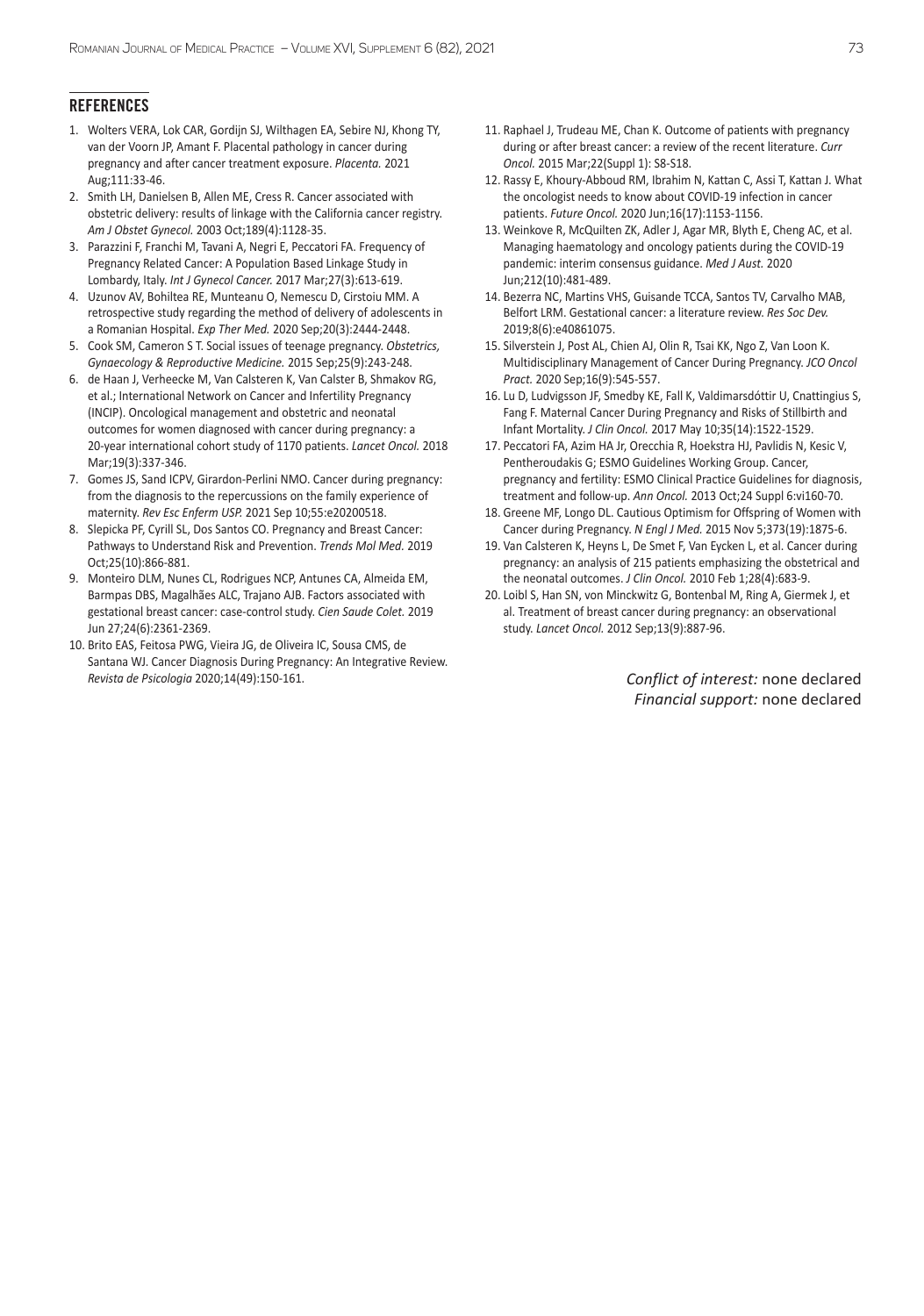## REFERENCES

1. Wolters VERA, Lok CAR, Gordijn SJ, Wilthagen EA, Sebire NJ, Khong TY, van der Voorn JP, Amant F. Placental pathology in cancer during pregnancy and after cancer treatment exposure. *Placenta.* 2021 Aug;111:33-46.
2. Smith LH, Danielsen B, Allen ME, Cress R. Cancer associated with obstetric delivery: results of linkage with the California cancer registry. *Am J Obstet Gynecol.* 2003 Oct;189(4):1128-35.
3. Parazzini F, Franchi M, Tavani A, Negri E, Peccatori FA. Frequency of Pregnancy Related Cancer: A Population Based Linkage Study in Lombardy, Italy. *Int J Gynecol Cancer.* 2017 Mar;27(3):613-619.
4. Uzunov AV, Bohiltea RE, Munteanu O, Nemescu D, Cirstoiu MM. A retrospective study regarding the method of delivery of adolescents in a Romanian Hospital. *Exp Ther Med.* 2020 Sep;20(3):2444-2448.
5. Cook SM, Cameron S T. Social issues of teenage pregnancy. *Obstetrics, Gynaecology & Reproductive Medicine.* 2015 Sep;25(9):243-248.
6. de Haan J, Verheecke M, Van Calsteren K, Van Calster B, Shmakov RG, et al.; International Network on Cancer and Infertility Pregnancy (INCIP). Oncological management and obstetric and neonatal outcomes for women diagnosed with cancer during pregnancy: a 20-year international cohort study of 1170 patients. *Lancet Oncol.* 2018 Mar;19(3):337-346.
7. Gomes JS, Sand ICPV, Girardon-Perlini NMO. Cancer during pregnancy: from the diagnosis to the repercussions on the family experience of maternity. *Rev Esc Enferm USP.* 2021 Sep 10;55:e20200518.
8. Slepicka PF, Cyrill SL, Dos Santos CO. Pregnancy and Breast Cancer: Pathways to Understand Risk and Prevention. *Trends Mol Med.* 2019 Oct;25(10):866-881.
9. Monteiro DLM, Nunes CL, Rodrigues NCP, Antunes CA, Almeida EM, Barmpas DBS, Magalhães ALC, Trajano AJB. Factors associated with gestational breast cancer: case-control study. *Cien Saude Colet.* 2019 Jun 27;24(6):2361-2369.
10. Brito EAS, Feitosa PWG, Vieira JG, de Oliveira IC, Sousa CMS, de Santana WJ. Cancer Diagnosis During Pregnancy: An Integrative Review. *Revista de Psicologia* 2020;14(49):150-161.
11. Raphael J, Trudeau ME, Chan K. Outcome of patients with pregnancy during or after breast cancer: a review of the recent literature. *Curr Oncol.* 2015 Mar;22(Suppl 1): S8-S18.
12. Rassy E, Khoury-Abboud RM, Ibrahim N, Kattan C, Assi T, Kattan J. What the oncologist needs to know about COVID-19 infection in cancer patients. *Future Oncol.* 2020 Jun;16(17):1153-1156.
13. Weinkove R, McQuilten ZK, Adler J, Agar MR, Blyth E, Cheng AC, et al. Managing haematology and oncology patients during the COVID-19 pandemic: interim consensus guidance. *Med J Aust.* 2020 Jun;212(10):481-489.
14. Bezerra NC, Martins VHS, Guisande TCCA, Santos TV, Carvalho MAB, Belfort LRM. Gestational cancer: a literature review. *Res Soc Dev.* 2019;8(6):e40861075.
15. Silverstein J, Post AL, Chien AJ, Olin R, Tsai KK, Ngo Z, Van Loon K. Multidisciplinary Management of Cancer During Pregnancy. *JCO Oncol Pract.* 2020 Sep;16(9):545-557.
16. Lu D, Ludvigsson JF, Smedby KE, Fall K, Valdimarsdóttir U, Cnattingius S, Fang F. Maternal Cancer During Pregnancy and Risks of Stillbirth and Infant Mortality. *J Clin Oncol.* 2017 May 10;35(14):1522-1529.
17. Peccatori FA, Azim HA Jr, Orecchia R, Hoekstra HJ, Pavlidis N, Kesic V, Pentheroudakis G; ESMO Guidelines Working Group. Cancer, pregnancy and fertility: ESMO Clinical Practice Guidelines for diagnosis, treatment and follow-up. *Ann Oncol.* 2013 Oct;24 Suppl 6:vi160-70.
18. Greene MF, Longo DL. Cautious Optimism for Offspring of Women with Cancer during Pregnancy. *N Engl J Med.* 2015 Nov 5;373(19):1875-6.
19. Van Calsteren K, Heyns L, De Smet F, Van Eycken L, et al. Cancer during pregnancy: an analysis of 215 patients emphasizing the obstetrical and the neonatal outcomes. *J Clin Oncol.* 2010 Feb 1;28(4):683-9.
20. Loibl S, Han SN, von Minckwitz G, Bontenbal M, Ring A, Giermek J, et al. Treatment of breast cancer during pregnancy: an observational study. *Lancet Oncol.* 2012 Sep;13(9):887-96.

*Conflict of interest:* none declared
*Financial support:* none declared